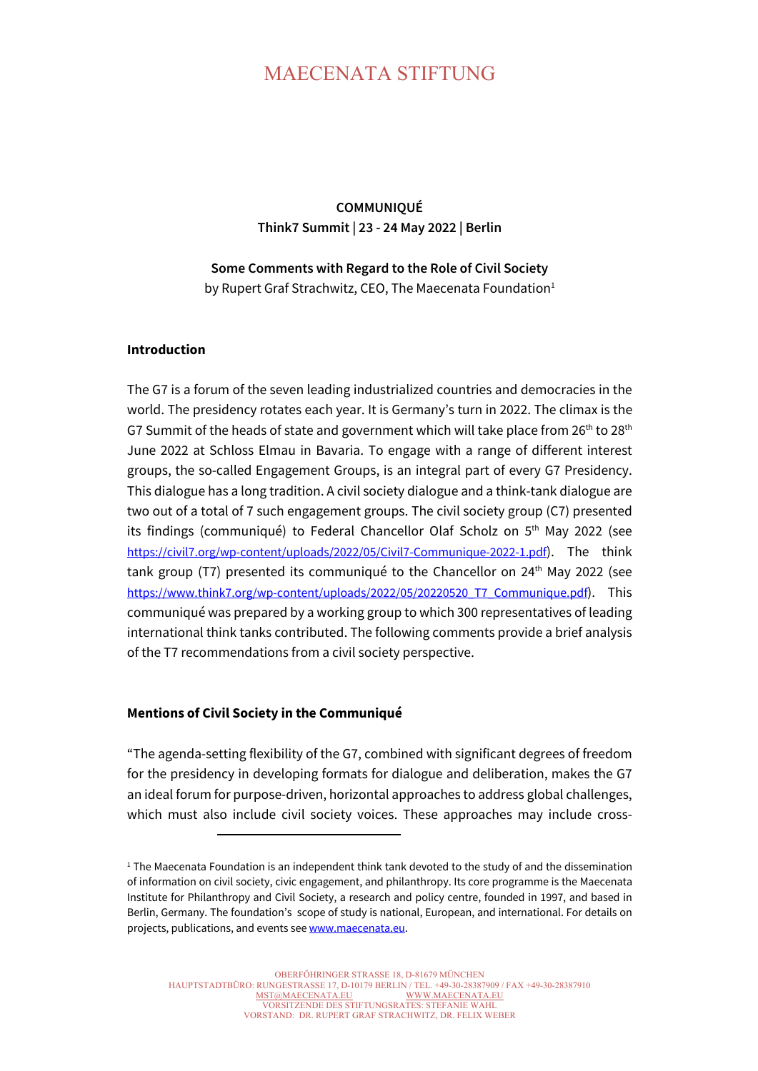# MAECENATA STIFTUNG

**COMMUNIQUÉ**
**Think7 Summit | 23 - 24 May 2022 | Berlin**

**Some Comments with Regard to the Role of Civil Society**
by Rupert Graf Strachwitz, CEO, The Maecenata Foundation[1]

## Introduction

The G7 is a forum of the seven leading industrialized countries and democracies in the world. The presidency rotates each year. It is Germany's turn in 2022. The climax is the G7 Summit of the heads of state and government which will take place from 26th to 28th June 2022 at Schloss Elmau in Bavaria. To engage with a range of different interest groups, the so-called Engagement Groups, is an integral part of every G7 Presidency. This dialogue has a long tradition. A civil society dialogue and a think-tank dialogue are two out of a total of 7 such engagement groups. The civil society group (C7) presented its findings (communiqué) to Federal Chancellor Olaf Scholz on 5th May 2022 (see https://civil7.org/wp-content/uploads/2022/05/Civil7-Communique-2022-1.pdf). The think tank group (T7) presented its communiqué to the Chancellor on 24th May 2022 (see https://www.think7.org/wp-content/uploads/2022/05/20220520_T7_Communique.pdf). This communiqué was prepared by a working group to which 300 representatives of leading international think tanks contributed. The following comments provide a brief analysis of the T7 recommendations from a civil society perspective.

## Mentions of Civil Society in the Communiqué

"The agenda-setting flexibility of the G7, combined with significant degrees of freedom for the presidency in developing formats for dialogue and deliberation, makes the G7 an ideal forum for purpose-driven, horizontal approaches to address global challenges, which must also include civil society voices. These approaches may include cross-

---

[1] The Maecenata Foundation is an independent think tank devoted to the study of and the dissemination of information on civil society, civic engagement, and philanthropy. Its core programme is the Maecenata Institute for Philanthropy and Civil Society, a research and policy centre, founded in 1997, and based in Berlin, Germany. The foundation's scope of study is national, European, and international. For details on projects, publications, and events see www.maecenata.eu.

OBERFÖHRINGER STRASSE 18, D-81679 MÜNCHEN
HAUPTSTADTBÜRO: RUNGESTRASSE 17, D-10179 BERLIN / TEL. +49-30-28387909 / FAX +49-30-28387910
MST@MAECENATA.EU WWW.MAECENATA.EU
VORSITZENDE DES STIFTUNGSRATES: STEFANIE WAHL
VORSTAND: DR. RUPERT GRAF STRACHWITZ, DR. FELIX WEBER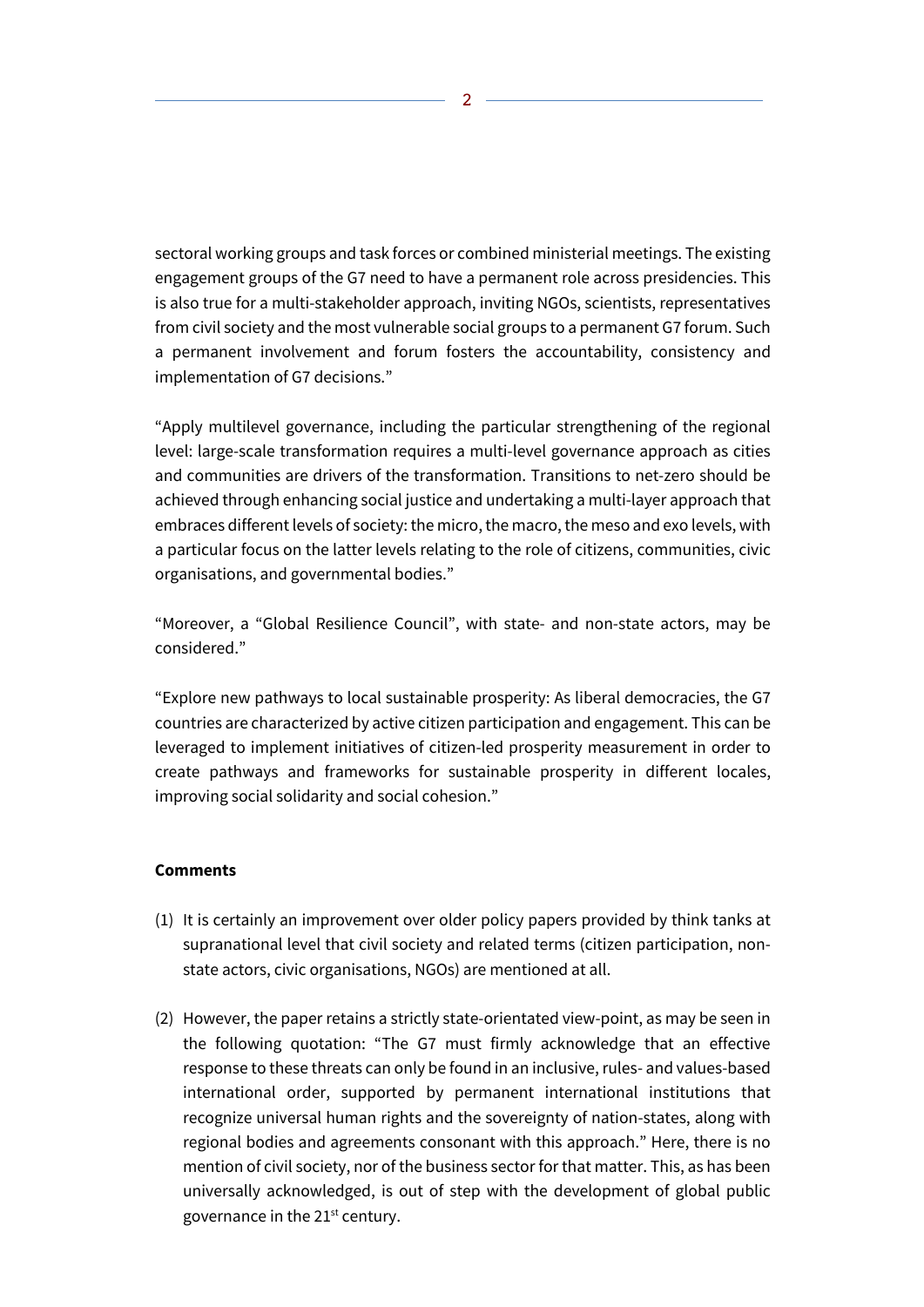sectoral working groups and task forces or combined ministerial meetings. The existing engagement groups of the G7 need to have a permanent role across presidencies. This is also true for a multi-stakeholder approach, inviting NGOs, scientists, representatives from civil society and the most vulnerable social groups to a permanent G7 forum. Such a permanent involvement and forum fosters the accountability, consistency and implementation of G7 decisions."

"Apply multilevel governance, including the particular strengthening of the regional level: large-scale transformation requires a multi-level governance approach as cities and communities are drivers of the transformation. Transitions to net-zero should be achieved through enhancing social justice and undertaking a multi-layer approach that embraces different levels of society: the micro, the macro, the meso and exo levels, with a particular focus on the latter levels relating to the role of citizens, communities, civic organisations, and governmental bodies."

"Moreover, a "Global Resilience Council", with state- and non-state actors, may be considered."

"Explore new pathways to local sustainable prosperity: As liberal democracies, the G7 countries are characterized by active citizen participation and engagement. This can be leveraged to implement initiatives of citizen-led prosperity measurement in order to create pathways and frameworks for sustainable prosperity in different locales, improving social solidarity and social cohesion."

**Comments**

(1) It is certainly an improvement over older policy papers provided by think tanks at supranational level that civil society and related terms (citizen participation, non-state actors, civic organisations, NGOs) are mentioned at all.

(2) However, the paper retains a strictly state-orientated view-point, as may be seen in the following quotation: "The G7 must firmly acknowledge that an effective response to these threats can only be found in an inclusive, rules- and values-based international order, supported by permanent international institutions that recognize universal human rights and the sovereignty of nation-states, along with regional bodies and agreements consonant with this approach." Here, there is no mention of civil society, nor of the business sector for that matter. This, as has been universally acknowledged, is out of step with the development of global public governance in the 21st century.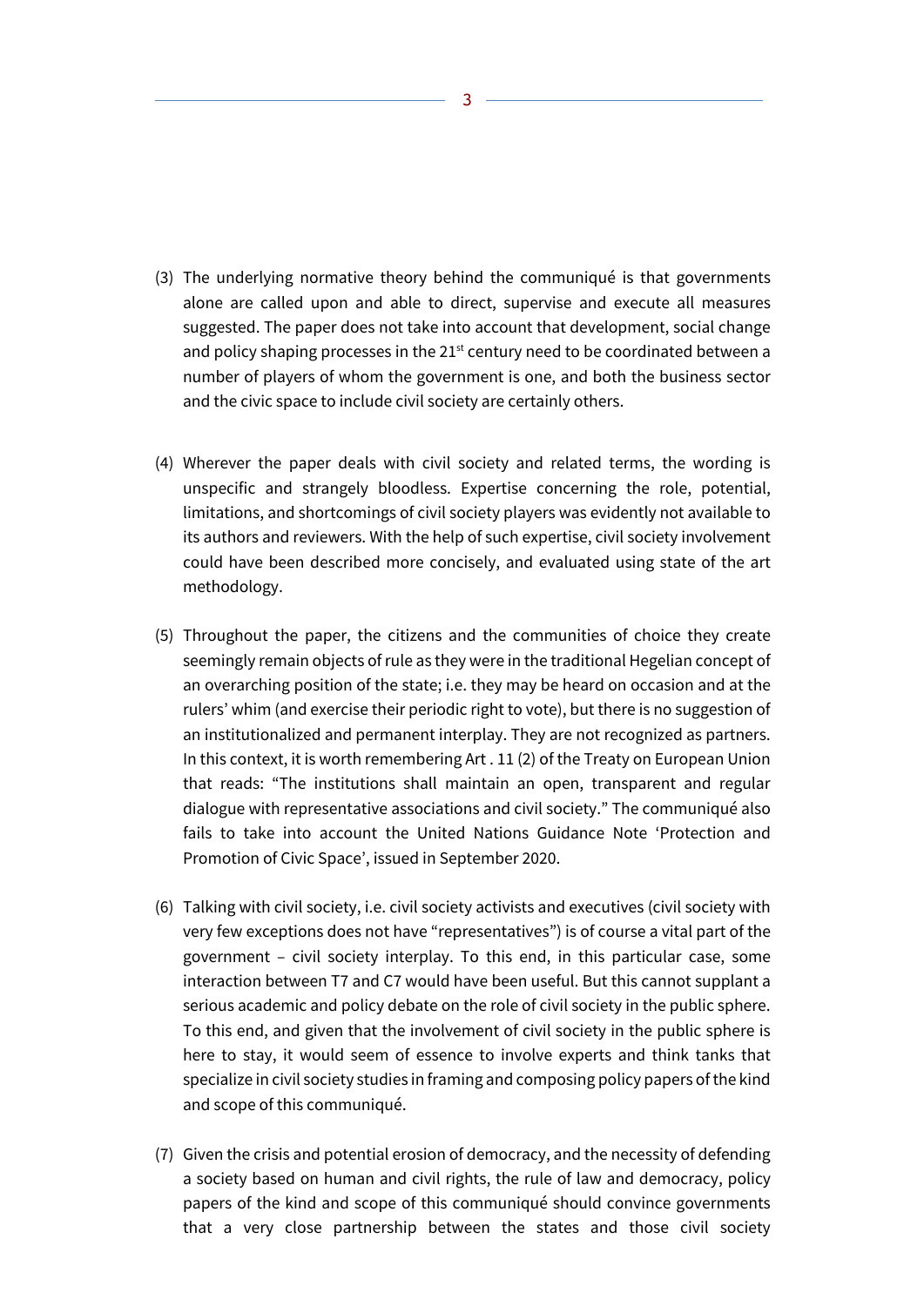(3) The underlying normative theory behind the communiqué is that governments alone are called upon and able to direct, supervise and execute all measures suggested. The paper does not take into account that development, social change and policy shaping processes in the 21st century need to be coordinated between a number of players of whom the government is one, and both the business sector and the civic space to include civil society are certainly others.

(4) Wherever the paper deals with civil society and related terms, the wording is unspecific and strangely bloodless. Expertise concerning the role, potential, limitations, and shortcomings of civil society players was evidently not available to its authors and reviewers. With the help of such expertise, civil society involvement could have been described more concisely, and evaluated using state of the art methodology.

(5) Throughout the paper, the citizens and the communities of choice they create seemingly remain objects of rule as they were in the traditional Hegelian concept of an overarching position of the state; i.e. they may be heard on occasion and at the rulers' whim (and exercise their periodic right to vote), but there is no suggestion of an institutionalized and permanent interplay. They are not recognized as partners. In this context, it is worth remembering Art . 11 (2) of the Treaty on European Union that reads: "The institutions shall maintain an open, transparent and regular dialogue with representative associations and civil society." The communiqué also fails to take into account the United Nations Guidance Note 'Protection and Promotion of Civic Space', issued in September 2020.

(6) Talking with civil society, i.e. civil society activists and executives (civil society with very few exceptions does not have "representatives") is of course a vital part of the government – civil society interplay. To this end, in this particular case, some interaction between T7 and C7 would have been useful. But this cannot supplant a serious academic and policy debate on the role of civil society in the public sphere. To this end, and given that the involvement of civil society in the public sphere is here to stay, it would seem of essence to involve experts and think tanks that specialize in civil society studies in framing and composing policy papers of the kind and scope of this communiqué.

(7) Given the crisis and potential erosion of democracy, and the necessity of defending a society based on human and civil rights, the rule of law and democracy, policy papers of the kind and scope of this communiqué should convince governments that a very close partnership between the states and those civil society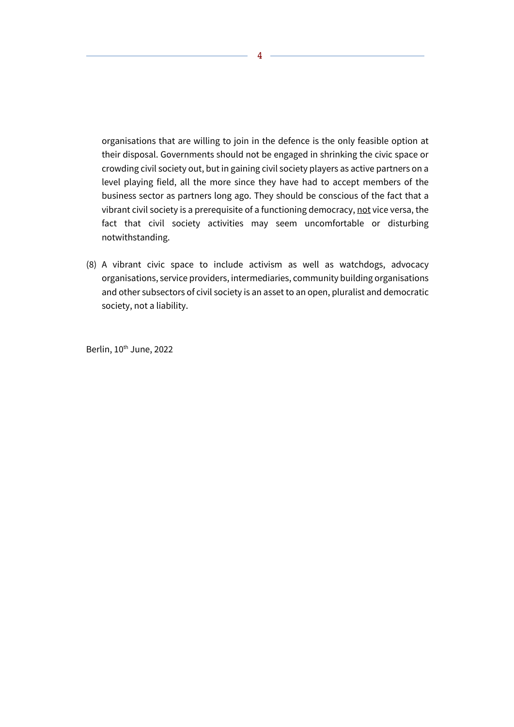organisations that are willing to join in the defence is the only feasible option at their disposal. Governments should not be engaged in shrinking the civic space or crowding civil society out, but in gaining civil society players as active partners on a level playing field, all the more since they have had to accept members of the business sector as partners long ago. They should be conscious of the fact that a vibrant civil society is a prerequisite of a functioning democracy, <u>not</u> vice versa, the fact that civil society activities may seem uncomfortable or disturbing notwithstanding.

(8) A vibrant civic space to include activism as well as watchdogs, advocacy organisations, service providers, intermediaries, community building organisations and other subsectors of civil society is an asset to an open, pluralist and democratic society, not a liability.

Berlin, 10th June, 2022